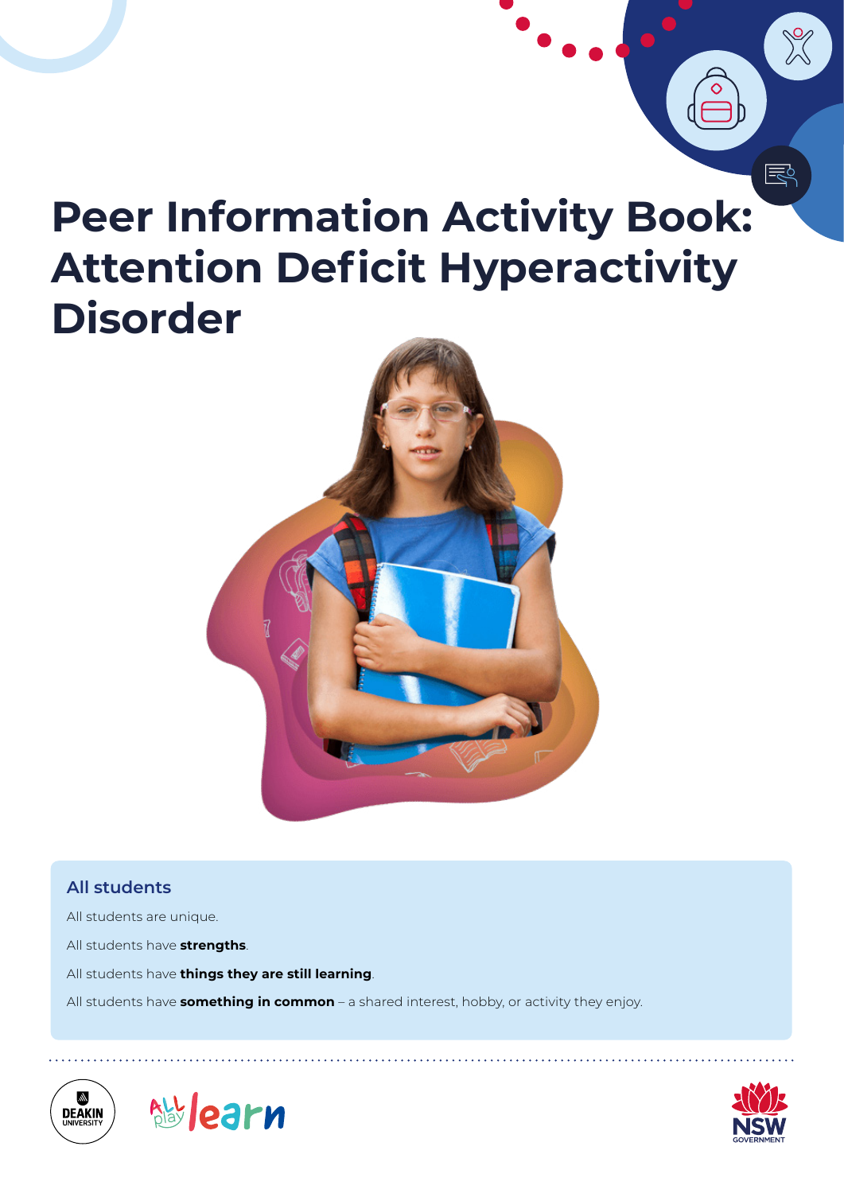# Peer Information Activity Book: Attention Deficit Hyperactivity Disorder

## All students

All students are unique.

All students have **strengths**.

All students have **things they are still learning**.

All students have **something in common** – a shared interest, hobby, or activity they enjoy.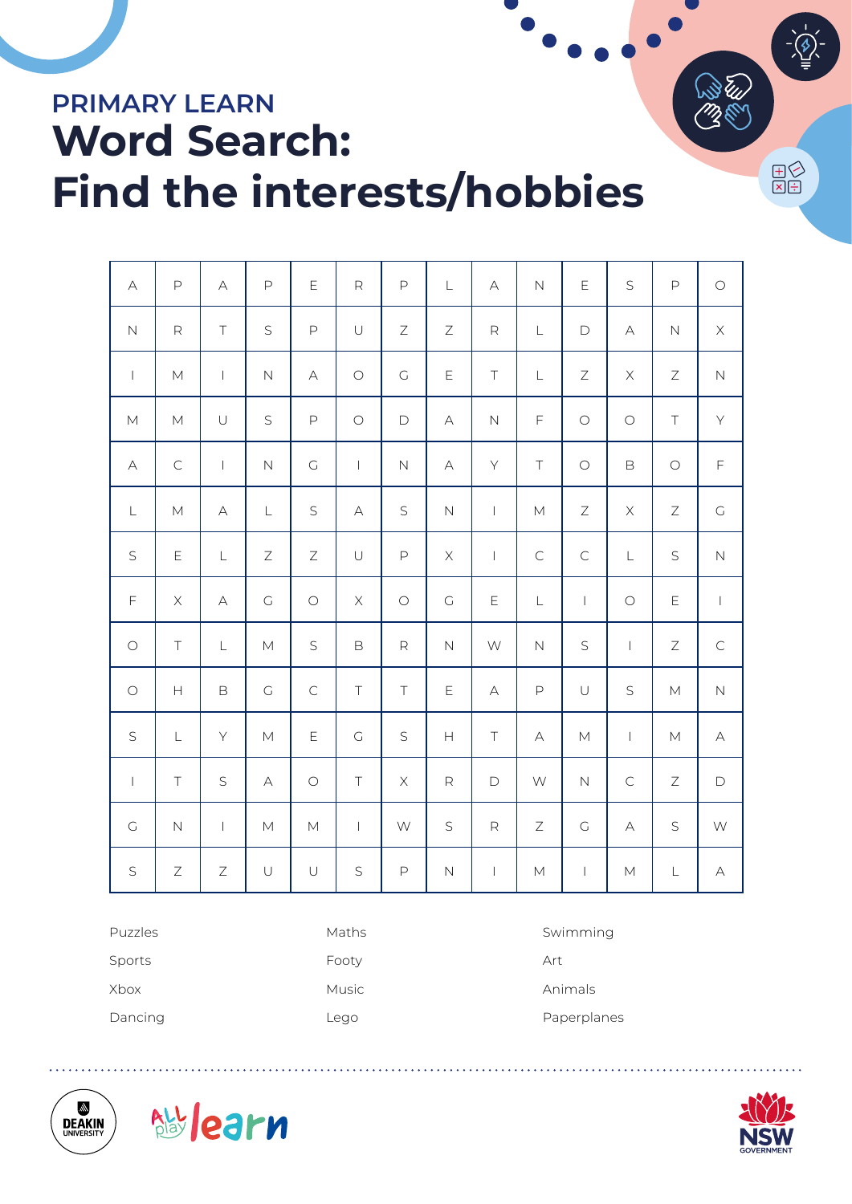## PRIMARY LEARN

# Word Search: Find the interests/hobbies

| | | | | | | | | | | | | | |
|---|---|---|---|---|---|---|---|---|---|---|---|---|---|
| A | P | A | P | E | R | P | L | A | N | E | S | P | O |
| N | R | T | S | P | U | Z | Z | R | L | D | A | N | X |
| I | M | I | N | A | O | G | E | T | L | Z | X | Z | N |
| M | M | U | S | P | O | D | A | N | F | O | O | T | Y |
| A | C | I | N | G | I | N | A | Y | T | O | B | O | F |
| L | M | A | L | S | A | S | N | I | M | Z | X | Z | G |
| S | E | L | Z | Z | U | P | X | I | C | C | L | S | N |
| F | X | A | G | O | X | O | G | E | L | I | O | E | I |
| O | T | L | M | S | B | R | N | W | N | S | I | Z | C |
| O | H | B | G | C | T | T | E | A | P | U | S | M | N |
| S | L | Y | M | E | G | S | H | T | A | M | I | M | A |
| I | T | S | A | O | T | X | R | D | W | N | C | Z | D |
| G | N | I | M | M | I | W | S | R | Z | G | A | S | W |
| S | Z | Z | U | U | S | P | N | I | M | I | M | L | A |

- Puzzles
- Sports
- Xbox
- Dancing
- Maths
- Footy
- Music
- Lego
- Swimming
- Art
- Animals
- Paperplanes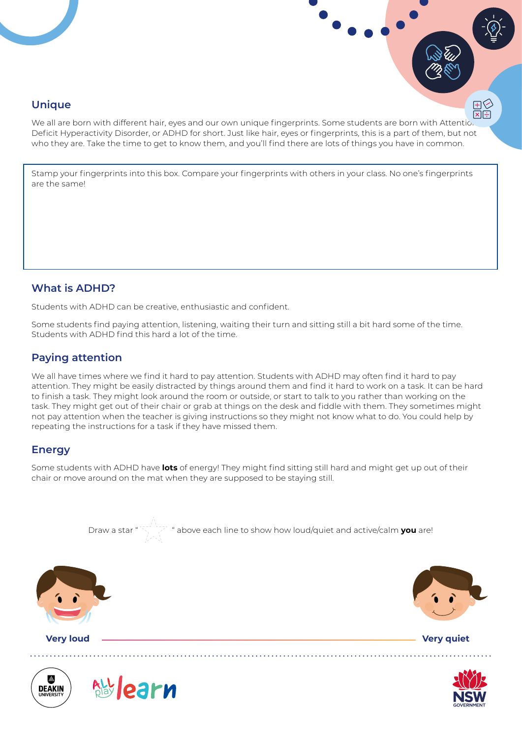## Unique

We all are born with different hair, eyes and our own unique fingerprints. Some students are born with Attention Deficit Hyperactivity Disorder, or ADHD for short. Just like hair, eyes or fingerprints, this is a part of them, but not who they are. Take the time to get to know them, and you'll find there are lots of things you have in common.

Stamp your fingerprints into this box. Compare your fingerprints with others in your class. No one's fingerprints are the same!

## What is ADHD?

Students with ADHD can be creative, enthusiastic and confident.

Some students find paying attention, listening, waiting their turn and sitting still a bit hard some of the time. Students with ADHD find this hard a lot of the time.

## Paying attention

We all have times where we find it hard to pay attention. Students with ADHD may often find it hard to pay attention. They might be easily distracted by things around them and find it hard to work on a task. It can be hard to finish a task. They might look around the room or outside, or start to talk to you rather than working on the task. They might get out of their chair or grab at things on the desk and fiddle with them. They sometimes might not pay attention when the teacher is giving instructions so they might not know what to do. You could help by repeating the instructions for a task if they have missed them.

## Energy

Some students with ADHD have **lots** of energy! They might find sitting still hard and might get up out of their chair or move around on the mat when they are supposed to be staying still.

Draw a star "☆" above each line to show how loud/quiet and active/calm **you** are!

**Very loud** ———————————————— **Very quiet**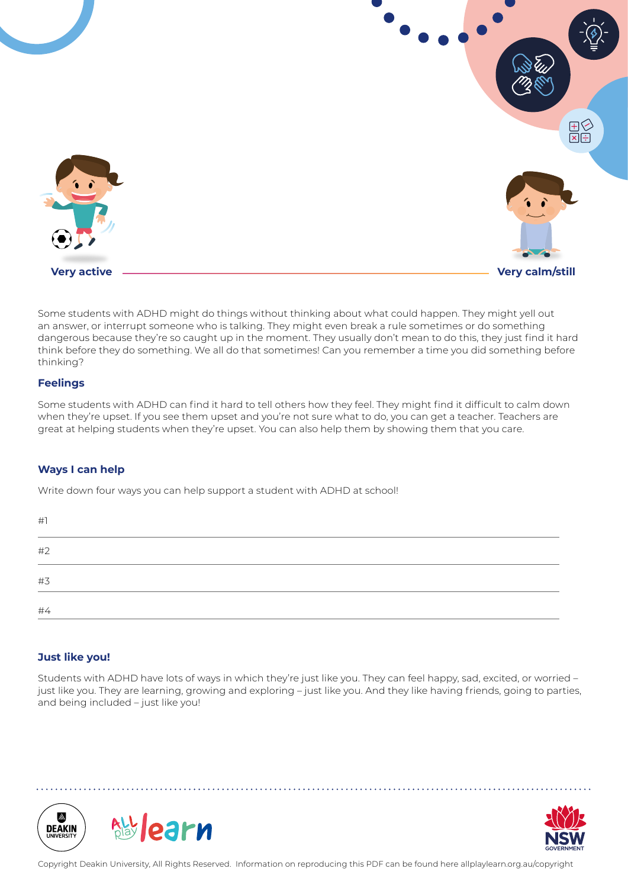Very active — Very calm/still

Some students with ADHD might do things without thinking about what could happen. They might yell out an answer, or interrupt someone who is talking. They might even break a rule sometimes or do something dangerous because they're so caught up in the moment. They usually don't mean to do this, they just find it hard think before they do something. We all do that sometimes! Can you remember a time you did something before thinking?

### Feelings

Some students with ADHD can find it hard to tell others how they feel. They might find it difficult to calm down when they're upset. If you see them upset and you're not sure what to do, you can get a teacher. Teachers are great at helping students when they're upset. You can also help them by showing them that you care.

### Ways I can help

Write down four ways you can help support a student with ADHD at school!

#1 ______________________________

#2 ______________________________

#3 ______________________________

#4 ______________________________

### Just like you!

Students with ADHD have lots of ways in which they're just like you. They can feel happy, sad, excited, or worried – just like you. They are learning, growing and exploring – just like you. And they like having friends, going to parties, and being included – just like you!

Copyright Deakin University, All Rights Reserved. Information on reproducing this PDF can be found here allplaylearn.org.au/copyright